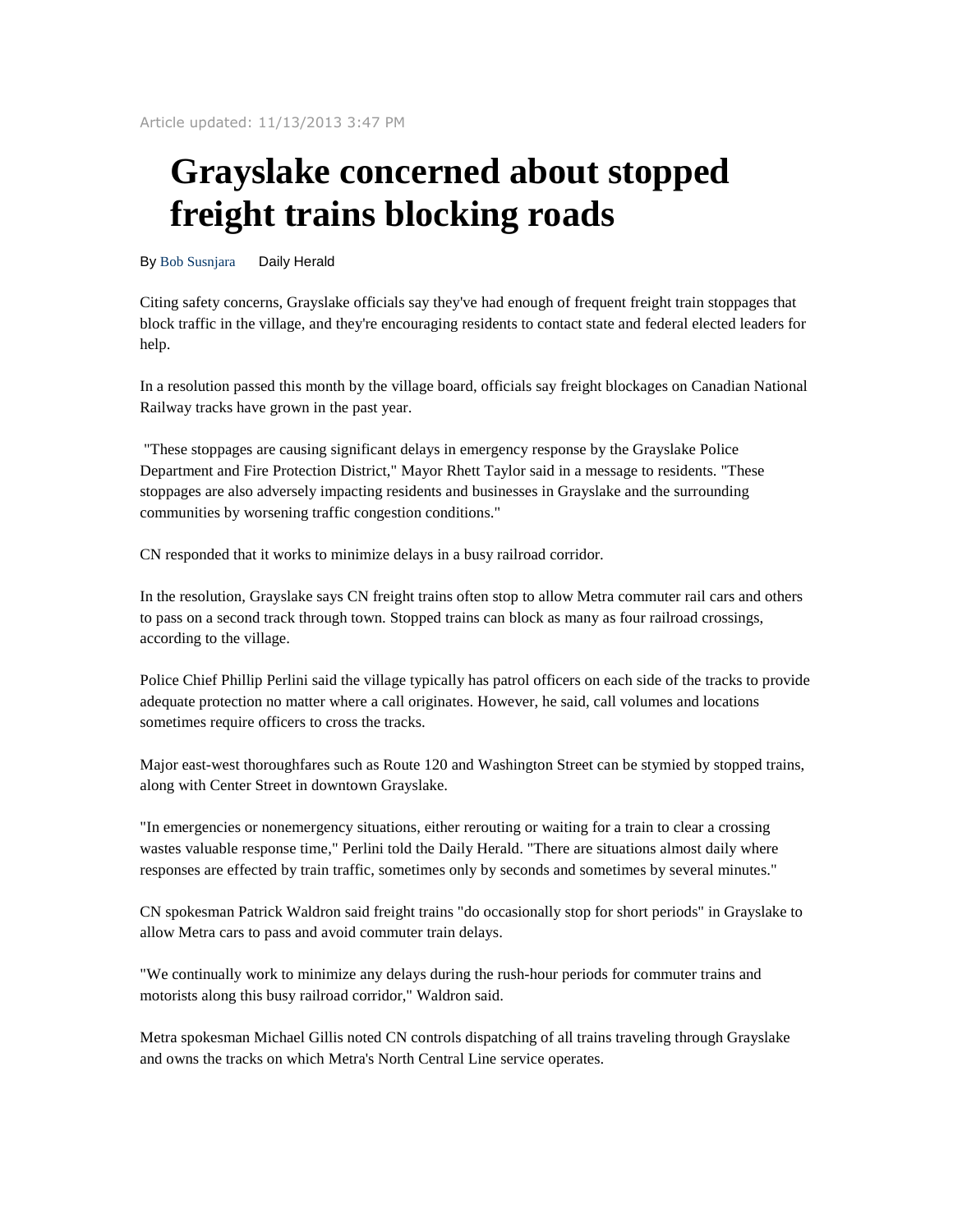Article updated: 11/13/2013 3:47 PM

# Grayslake concerned about stopped freight trains blocking roads

By Bob Susnjara Daily Herald

Citing safety concerns, Grayslake officials say they've had enough of frequent freight train stoppages that block traffic in the village, and they're encouraging residents to contact state and federal elected leaders for help.

In a resolution passed this month by the village board, officials say freight blockages on Canadian National Railway tracks have grown in the past year.

"These stoppages are causing significant delays in emergency response by the Grayslake Police Department and Fire Protection District," Mayor Rhett Taylor said in a message to residents. "These stoppages are also adversely impacting residents and businesses in Grayslake and the surrounding communities by worsening traffic congestion conditions."

CN responded that it works to minimize delays in a busy railroad corridor.

In the resolution, Grayslake says CN freight trains often stop to allow Metra commuter rail cars and others to pass on a second track through town. Stopped trains can block as many as four railroad crossings, according to the village.

Police Chief Phillip Perlini said the village typically has patrol officers on each side of the tracks to provide adequate protection no matter where a call originates. However, he said, call volumes and locations sometimes require officers to cross the tracks.

Major east-west thoroughfares such as Route 120 and Washington Street can be stymied by stopped trains, along with Center Street in downtown Grayslake.

"In emergencies or nonemergency situations, either rerouting or waiting for a train to clear a crossing wastes valuable response time," Perlini told the Daily Herald. "There are situations almost daily where responses are effected by train traffic, sometimes only by seconds and sometimes by several minutes."

CN spokesman Patrick Waldron said freight trains "do occasionally stop for short periods" in Grayslake to allow Metra cars to pass and avoid commuter train delays.

"We continually work to minimize any delays during the rush-hour periods for commuter trains and motorists along this busy railroad corridor," Waldron said.

Metra spokesman Michael Gillis noted CN controls dispatching of all trains traveling through Grayslake and owns the tracks on which Metra's North Central Line service operates.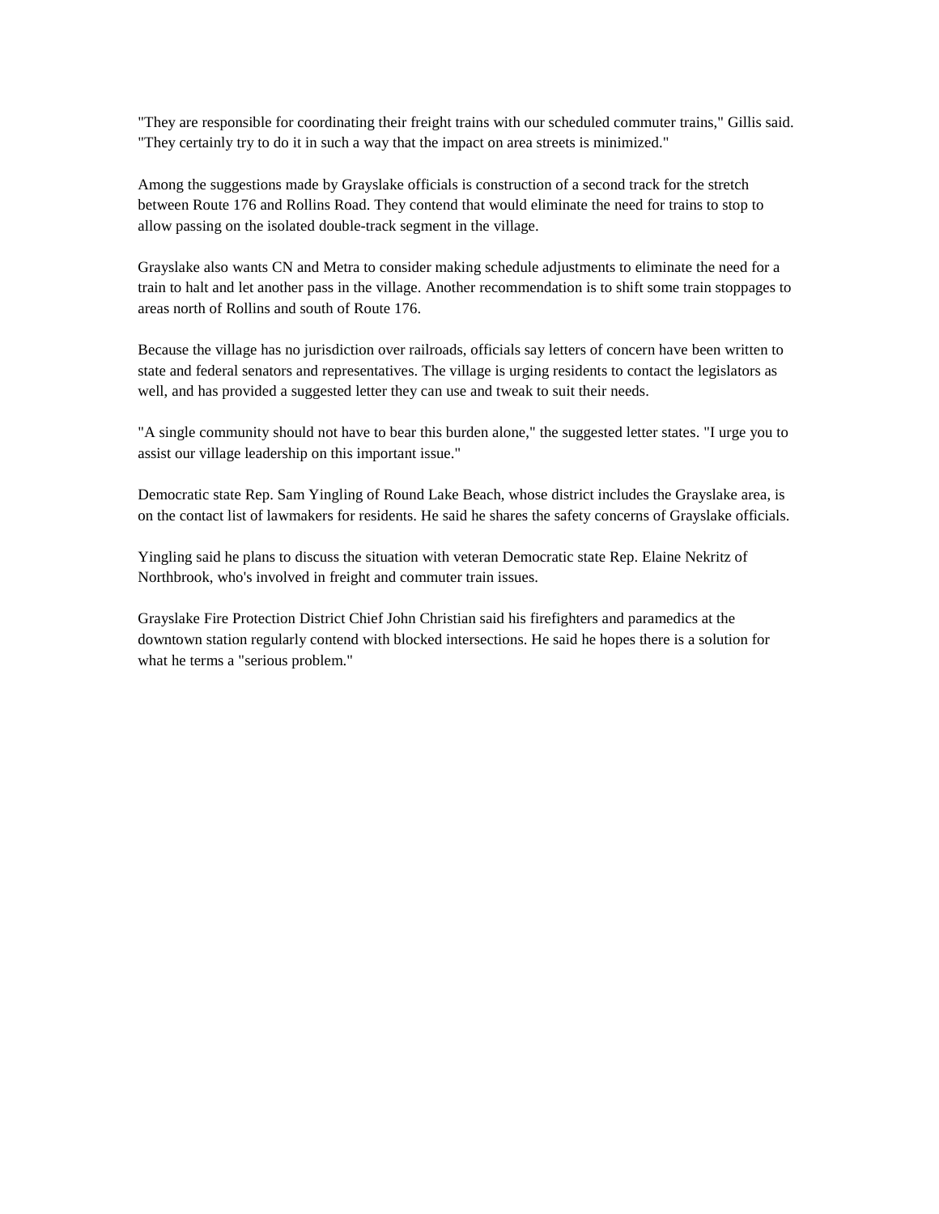"They are responsible for coordinating their freight trains with our scheduled commuter trains," Gillis said. "They certainly try to do it in such a way that the impact on area streets is minimized."

Among the suggestions made by Grayslake officials is construction of a second track for the stretch between Route 176 and Rollins Road. They contend that would eliminate the need for trains to stop to allow passing on the isolated double-track segment in the village.

Grayslake also wants CN and Metra to consider making schedule adjustments to eliminate the need for a train to halt and let another pass in the village. Another recommendation is to shift some train stoppages to areas north of Rollins and south of Route 176.

Because the village has no jurisdiction over railroads, officials say letters of concern have been written to state and federal senators and representatives. The village is urging residents to contact the legislators as well, and has provided a suggested letter they can use and tweak to suit their needs.

"A single community should not have to bear this burden alone," the suggested letter states. "I urge you to assist our village leadership on this important issue."

Democratic state Rep. Sam Yingling of Round Lake Beach, whose district includes the Grayslake area, is on the contact list of lawmakers for residents. He said he shares the safety concerns of Grayslake officials.

Yingling said he plans to discuss the situation with veteran Democratic state Rep. Elaine Nekritz of Northbrook, who's involved in freight and commuter train issues.

Grayslake Fire Protection District Chief John Christian said his firefighters and paramedics at the downtown station regularly contend with blocked intersections. He said he hopes there is a solution for what he terms a "serious problem."